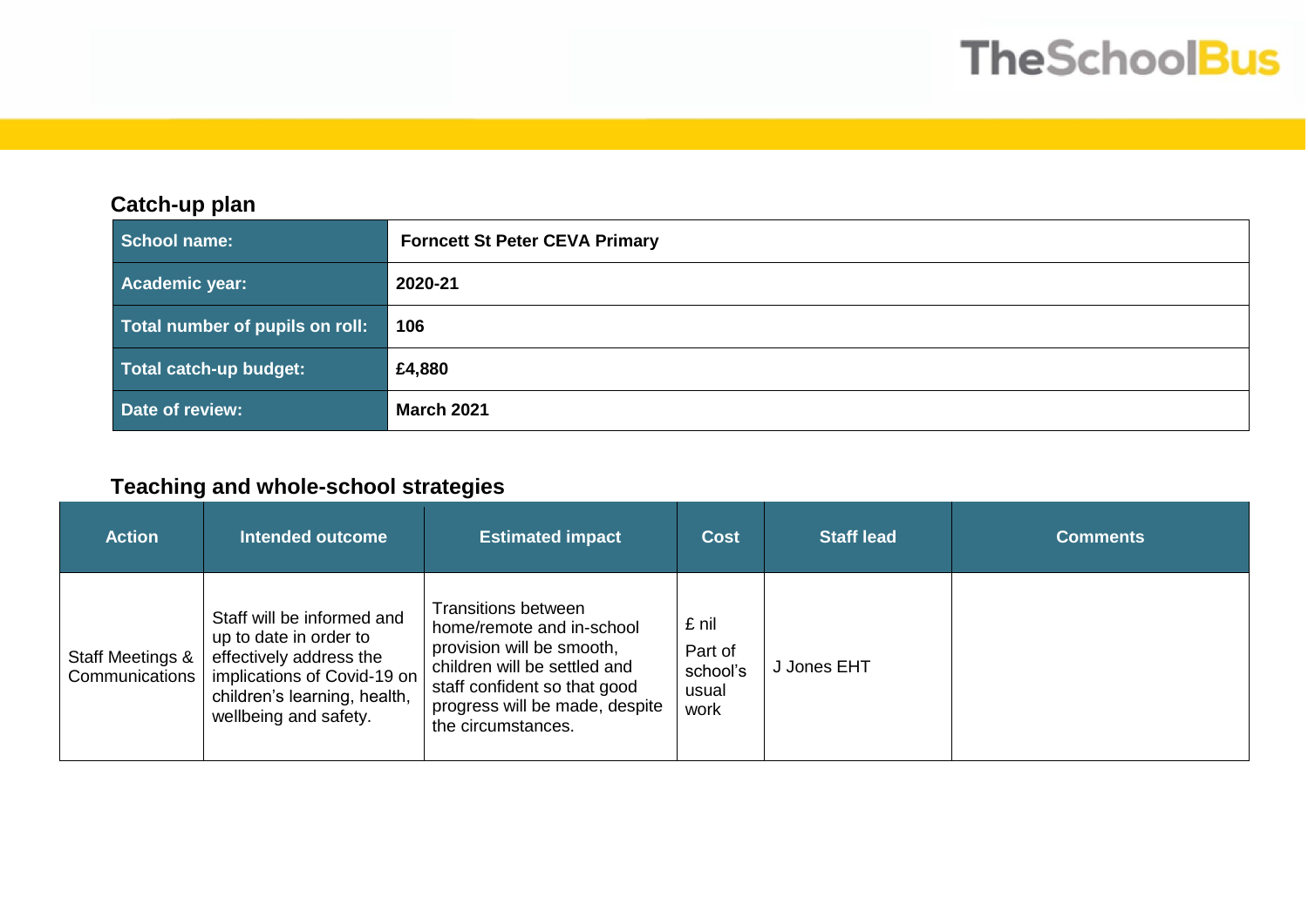## Catch-up plan

| School name: | Forncett St Peter CEVA Primary |
|---|---|
| Academic year: | 2020-21 |
| Total number of pupils on roll: | 106 |
| Total catch-up budget: | £4,880 |
| Date of review: | March 2021 |

## Teaching and whole-school strategies

| Action | Intended outcome | Estimated impact | Cost | Staff lead | Comments |
|---|---|---|---|---|---|
| Staff Meetings & Communications | Staff will be informed and up to date in order to effectively address the implications of Covid-19 on children's learning, health, wellbeing and safety. | Transitions between home/remote and in-school provision will be smooth, children will be settled and staff confident so that good progress will be made, despite the circumstances. | £ nil<br>Part of school's usual work | J Jones EHT | |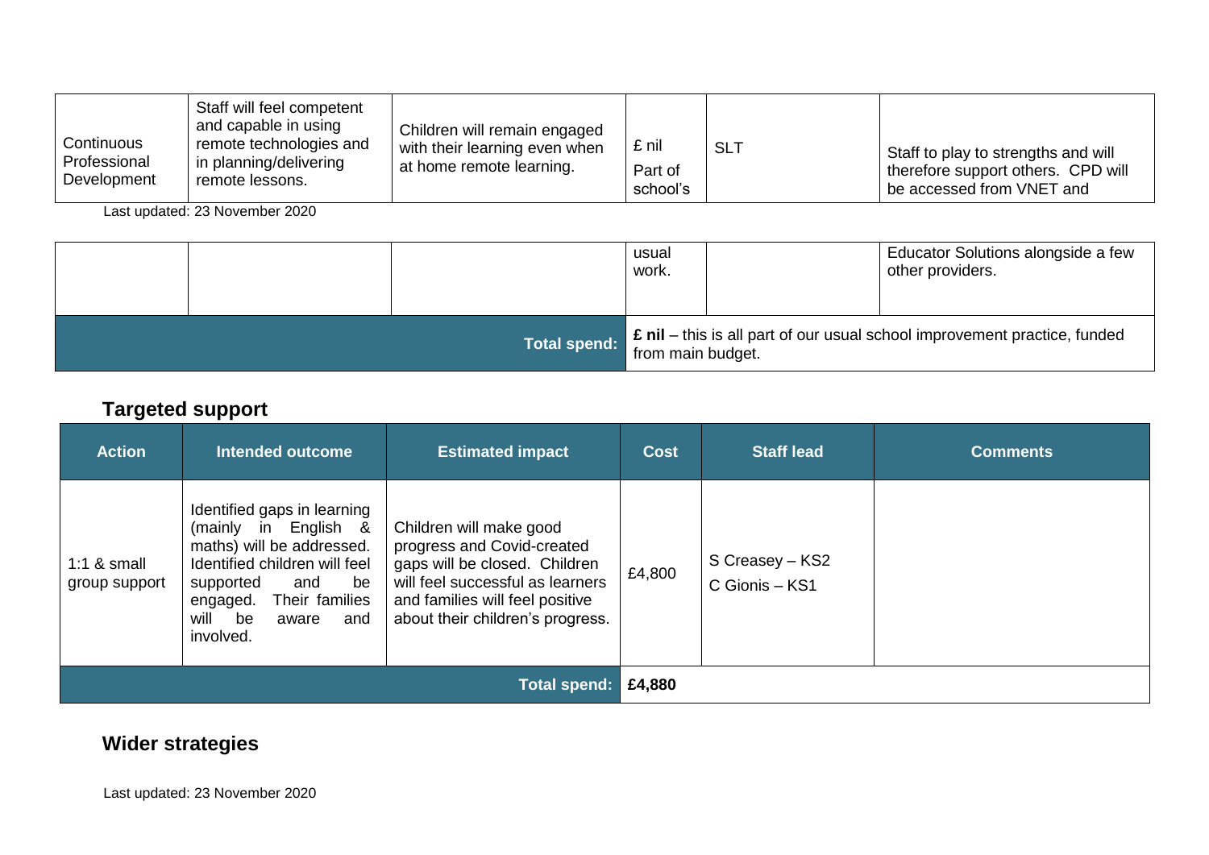| | | | | | |
|---|---|---|---|---|---|
| Continuous Professional Development | Staff will feel competent and capable in using remote technologies and in planning/delivering remote lessons. | Children will remain engaged with their learning even when at home remote learning. | £ nil Part of school's usual work. | SLT | Staff to play to strengths and will therefore support others. CPD will be accessed from VNET and Educator Solutions alongside a few other providers. |
| **Total spend:** | | | **£ nil** – this is all part of our usual school improvement practice, funded from main budget. | | |

## Targeted support

| Action | Intended outcome | Estimated impact | Cost | Staff lead | Comments |
|---|---|---|---|---|---|
| 1:1 & small group support | Identified gaps in learning (mainly in English & maths) will be addressed. Identified children will feel supported and be engaged. Their families will be aware and involved. | Children will make good progress and Covid-created gaps will be closed. Children will feel successful as learners and families will feel positive about their children's progress. | £4,800 | S Creasey – KS2<br>C Gionis – KS1 | |
| **Total spend:** | | | **£4,880** | | |

## Wider strategies

Last updated: 23 November 2020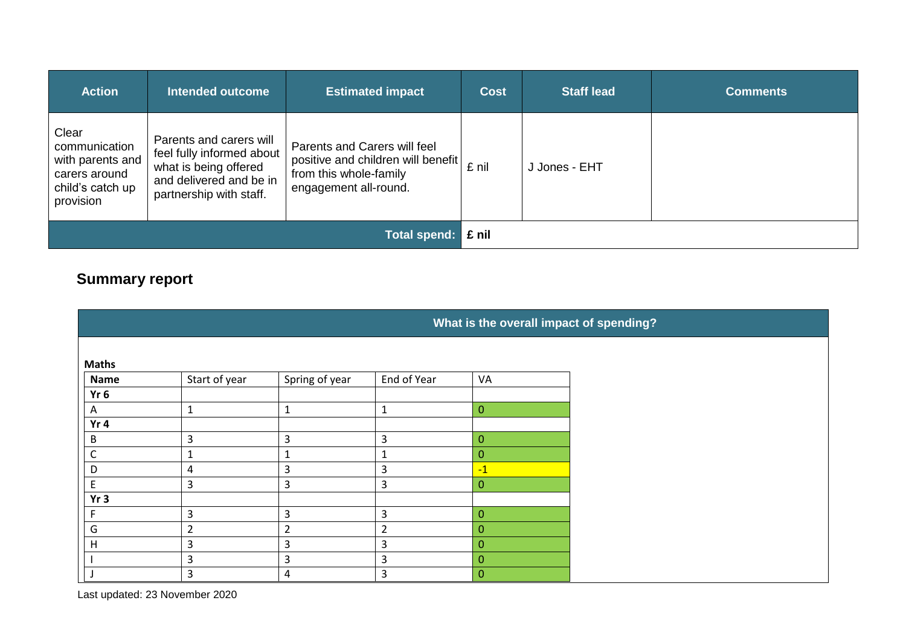| Action | Intended outcome | Estimated impact | Cost | Staff lead | Comments |
|---|---|---|---|---|---|
| Clear communication with parents and carers around child's catch up provision | Parents and carers will feel fully informed about what is being offered and delivered and be in partnership with staff. | Parents and Carers will feel positive and children will benefit from this whole-family engagement all-round. | £ nil | J Jones - EHT | |
| | | **Total spend:** | **£ nil** | | |

## Summary report

**What is the overall impact of spending?**

**Maths**

| Name | Start of year | Spring of year | End of Year | VA |
|---|---|---|---|---|
| **Yr 6** | | | | |
| A | 1 | 1 | 1 | 0 |
| **Yr 4** | | | | |
| B | 3 | 3 | 3 | 0 |
| C | 1 | 1 | 1 | 0 |
| D | 4 | 3 | 3 | -1 |
| E | 3 | 3 | 3 | 0 |
| **Yr 3** | | | | |
| F | 3 | 3 | 3 | 0 |
| G | 2 | 2 | 2 | 0 |
| H | 3 | 3 | 3 | 0 |
| I | 3 | 3 | 3 | 0 |
| J | 3 | 4 | 3 | 0 |

Last updated: 23 November 2020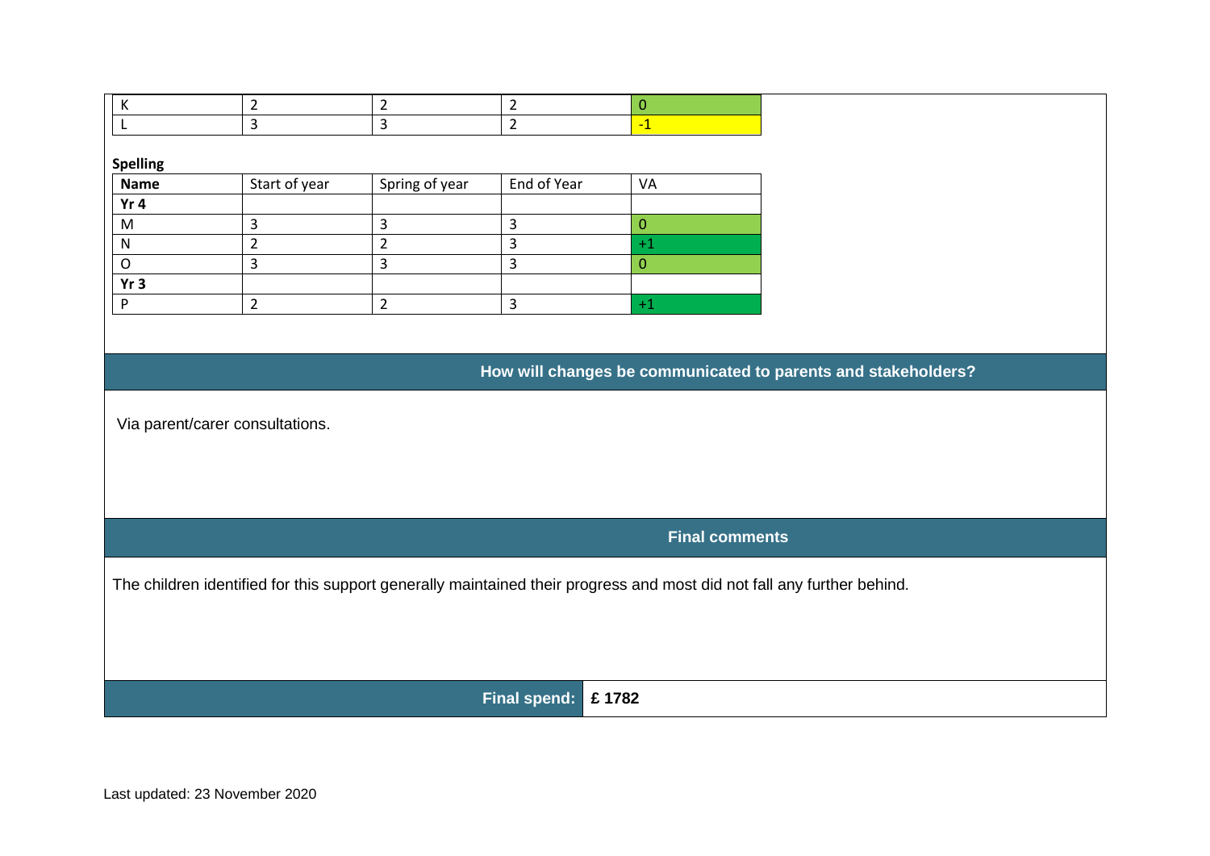| | | | | |
|---|---|---|---|---|
| K | 2 | 2 | 2 | 0 |
| L | 3 | 3 | 2 | -1 |

**Spelling**

| **Name** | Start of year | Spring of year | End of Year | VA |
|---|---|---|---|---|
| **Yr 4** | | | | |
| M | 3 | 3 | 3 | 0 |
| N | 2 | 2 | 3 | +1 |
| O | 3 | 3 | 3 | 0 |
| **Yr 3** | | | | |
| P | 2 | 2 | 3 | +1 |

## How will changes be communicated to parents and stakeholders?

Via parent/carer consultations.

## Final comments

The children identified for this support generally maintained their progress and most did not fall any further behind.

**Final spend:** **£ 1782**

Last updated: 23 November 2020